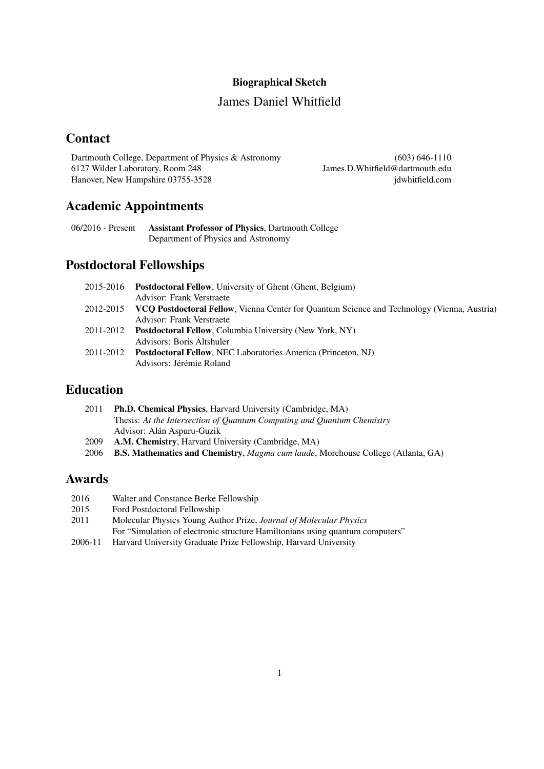**Biographical Sketch**

James Daniel Whitfield

## Contact

Dartmouth College, Department of Physics & Astronomy
6127 Wilder Laboratory, Room 248
Hanover, New Hampshire 03755-3528

(603) 646-1110
James.D.Whitfield@dartmouth.edu
jdwhitfield.com

## Academic Appointments

06/2016 - Present **Assistant Professor of Physics**, Dartmouth College
Department of Physics and Astronomy

## Postdoctoral Fellowships

2015-2016 **Postdoctoral Fellow**, University of Ghent (Ghent, Belgium)
Advisor: Frank Verstraete

2012-2015 **VCQ Postdoctoral Fellow**, Vienna Center for Quantum Science and Technology (Vienna, Austria)
Advisor: Frank Verstraete

2011-2012 **Postdoctoral Fellow**, Columbia University (New York, NY)
Advisors: Boris Altshuler

2011-2012 **Postdoctoral Fellow**, NEC Laboratories America (Princeton, NJ)
Advisors: Jérémie Roland

## Education

2011 **Ph.D. Chemical Physics**, Harvard University (Cambridge, MA)
Thesis: *At the Intersection of Quantum Computing and Quantum Chemistry*
Advisor: Alán Aspuru-Guzik

2009 **A.M. Chemistry**, Harvard University (Cambridge, MA)

2006 **B.S. Mathematics and Chemistry**, *Magma cum laude*, Morehouse College (Atlanta, GA)

## Awards

2016 Walter and Constance Berke Fellowship

2015 Ford Postdoctoral Fellowship

2011 Molecular Physics Young Author Prize, *Journal of Molecular Physics*
For "Simulation of electronic structure Hamiltonians using quantum computers"

2006-11 Harvard University Graduate Prize Fellowship, Harvard University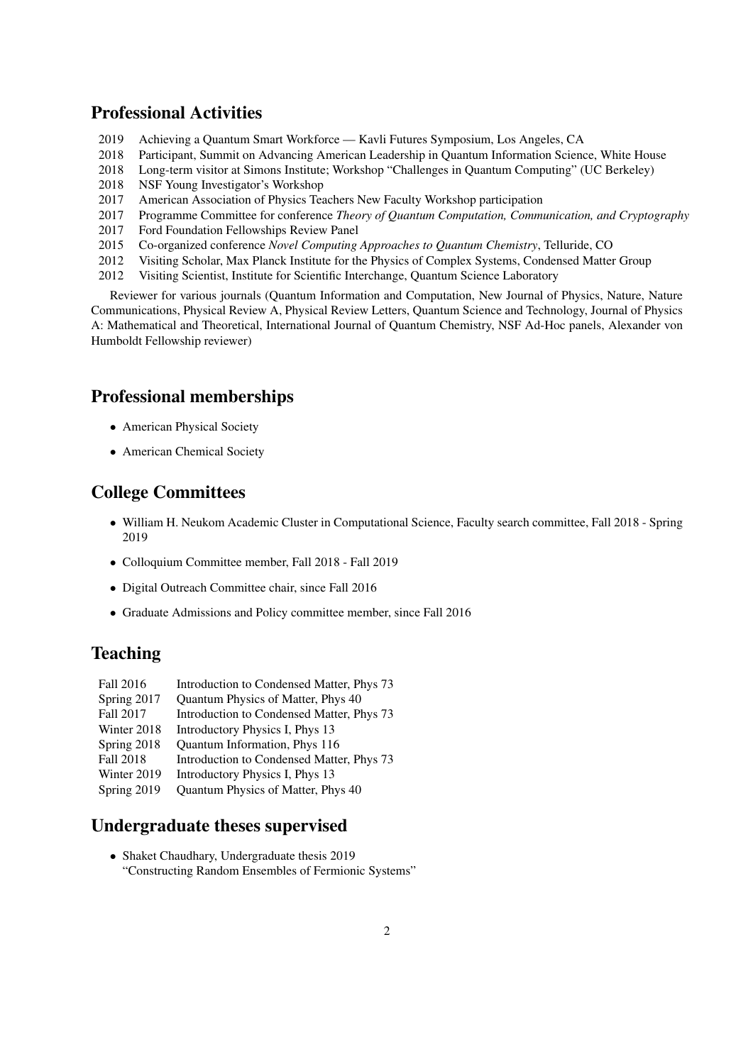## Professional Activities

| | |
|---|---|
| 2019 | Achieving a Quantum Smart Workforce — Kavli Futures Symposium, Los Angeles, CA |
| 2018 | Participant, Summit on Advancing American Leadership in Quantum Information Science, White House |
| 2018 | Long-term visitor at Simons Institute; Workshop “Challenges in Quantum Computing” (UC Berkeley) |
| 2018 | NSF Young Investigator’s Workshop |
| 2017 | American Association of Physics Teachers New Faculty Workshop participation |
| 2017 | Programme Committee for conference *Theory of Quantum Computation, Communication, and Cryptography* |
| 2017 | Ford Foundation Fellowships Review Panel |
| 2015 | Co-organized conference *Novel Computing Approaches to Quantum Chemistry*, Telluride, CO |
| 2012 | Visiting Scholar, Max Planck Institute for the Physics of Complex Systems, Condensed Matter Group |
| 2012 | Visiting Scientist, Institute for Scientific Interchange, Quantum Science Laboratory |

Reviewer for various journals (Quantum Information and Computation, New Journal of Physics, Nature, Nature Communications, Physical Review A, Physical Review Letters, Quantum Science and Technology, Journal of Physics A: Mathematical and Theoretical, International Journal of Quantum Chemistry, NSF Ad-Hoc panels, Alexander von Humboldt Fellowship reviewer)

## Professional memberships

- American Physical Society
- American Chemical Society

## College Committees

- William H. Neukom Academic Cluster in Computational Science, Faculty search committee, Fall 2018 - Spring 2019
- Colloquium Committee member, Fall 2018 - Fall 2019
- Digital Outreach Committee chair, since Fall 2016
- Graduate Admissions and Policy committee member, since Fall 2016

## Teaching

| | |
|---|---|
| Fall 2016 | Introduction to Condensed Matter, Phys 73 |
| Spring 2017 | Quantum Physics of Matter, Phys 40 |
| Fall 2017 | Introduction to Condensed Matter, Phys 73 |
| Winter 2018 | Introductory Physics I, Phys 13 |
| Spring 2018 | Quantum Information, Phys 116 |
| Fall 2018 | Introduction to Condensed Matter, Phys 73 |
| Winter 2019 | Introductory Physics I, Phys 13 |
| Spring 2019 | Quantum Physics of Matter, Phys 40 |

## Undergraduate theses supervised

- Shaket Chaudhary, Undergraduate thesis 2019
  “Constructing Random Ensembles of Fermionic Systems”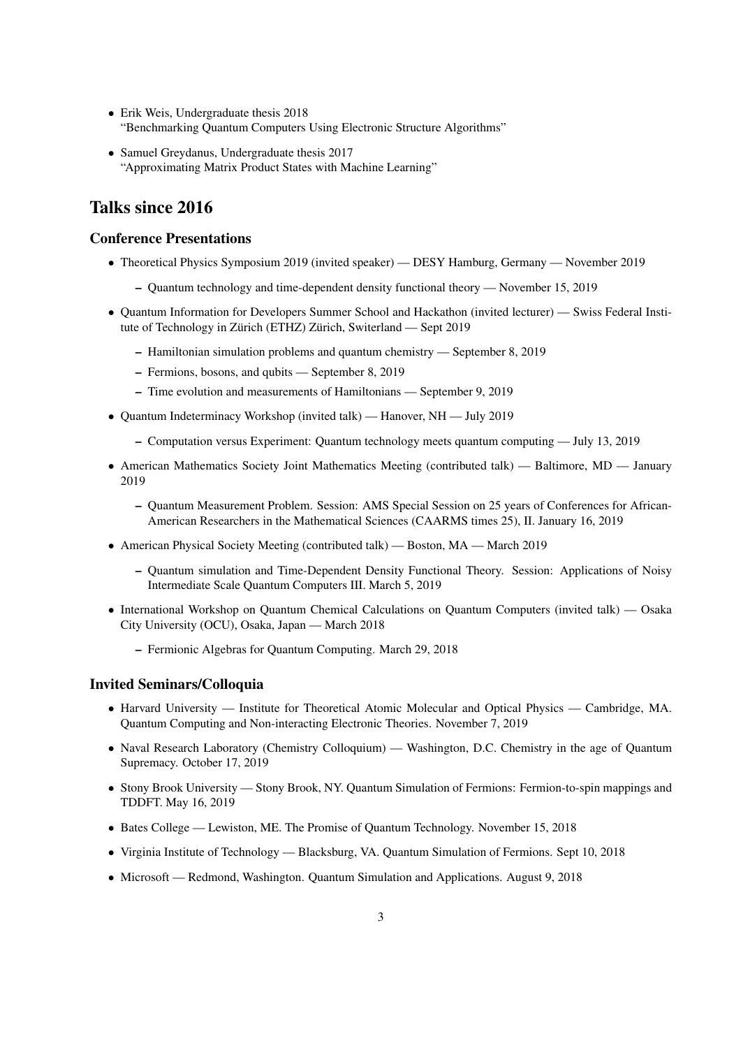- Erik Weis, Undergraduate thesis 2018
  "Benchmarking Quantum Computers Using Electronic Structure Algorithms"

- Samuel Greydanus, Undergraduate thesis 2017
  "Approximating Matrix Product States with Machine Learning"

# Talks since 2016

## Conference Presentations

- Theoretical Physics Symposium 2019 (invited speaker) — DESY Hamburg, Germany — November 2019
  - Quantum technology and time-dependent density functional theory — November 15, 2019

- Quantum Information for Developers Summer School and Hackathon (invited lecturer) — Swiss Federal Institute of Technology in Zürich (ETHZ) Zürich, Switerland — Sept 2019
  - Hamiltonian simulation problems and quantum chemistry — September 8, 2019
  - Fermions, bosons, and qubits — September 8, 2019
  - Time evolution and measurements of Hamiltonians — September 9, 2019

- Quantum Indeterminacy Workshop (invited talk) — Hanover, NH — July 2019
  - Computation versus Experiment: Quantum technology meets quantum computing — July 13, 2019

- American Mathematics Society Joint Mathematics Meeting (contributed talk) — Baltimore, MD — January 2019
  - Quantum Measurement Problem. Session: AMS Special Session on 25 years of Conferences for African-American Researchers in the Mathematical Sciences (CAARMS times 25), II. January 16, 2019

- American Physical Society Meeting (contributed talk) — Boston, MA — March 2019
  - Quantum simulation and Time-Dependent Density Functional Theory. Session: Applications of Noisy Intermediate Scale Quantum Computers III. March 5, 2019

- International Workshop on Quantum Chemical Calculations on Quantum Computers (invited talk) — Osaka City University (OCU), Osaka, Japan — March 2018
  - Fermionic Algebras for Quantum Computing. March 29, 2018

## Invited Seminars/Colloquia

- Harvard University — Institute for Theoretical Atomic Molecular and Optical Physics — Cambridge, MA. Quantum Computing and Non-interacting Electronic Theories. November 7, 2019
- Naval Research Laboratory (Chemistry Colloquium) — Washington, D.C. Chemistry in the age of Quantum Supremacy. October 17, 2019
- Stony Brook University — Stony Brook, NY. Quantum Simulation of Fermions: Fermion-to-spin mappings and TDDFT. May 16, 2019
- Bates College — Lewiston, ME. The Promise of Quantum Technology. November 15, 2018
- Virginia Institute of Technology — Blacksburg, VA. Quantum Simulation of Fermions. Sept 10, 2018
- Microsoft — Redmond, Washington. Quantum Simulation and Applications. August 9, 2018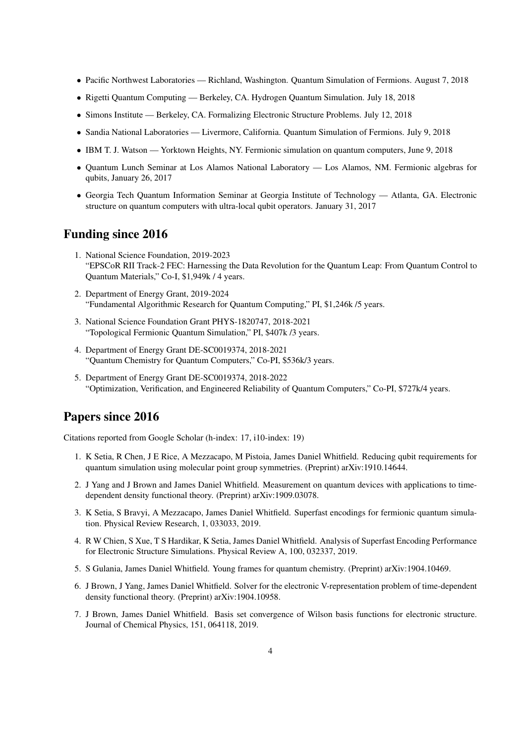- Pacific Northwest Laboratories — Richland, Washington. Quantum Simulation of Fermions. August 7, 2018
- Rigetti Quantum Computing — Berkeley, CA. Hydrogen Quantum Simulation. July 18, 2018
- Simons Institute — Berkeley, CA. Formalizing Electronic Structure Problems. July 12, 2018
- Sandia National Laboratories — Livermore, California. Quantum Simulation of Fermions. July 9, 2018
- IBM T. J. Watson — Yorktown Heights, NY. Fermionic simulation on quantum computers, June 9, 2018
- Quantum Lunch Seminar at Los Alamos National Laboratory — Los Alamos, NM. Fermionic algebras for qubits, January 26, 2017
- Georgia Tech Quantum Information Seminar at Georgia Institute of Technology — Atlanta, GA. Electronic structure on quantum computers with ultra-local qubit operators. January 31, 2017

## Funding since 2016

1. National Science Foundation, 2019-2023
   "EPSCoR RII Track-2 FEC: Harnessing the Data Revolution for the Quantum Leap: From Quantum Control to Quantum Materials," Co-I, $1,949k / 4 years.
2. Department of Energy Grant, 2019-2024
   "Fundamental Algorithmic Research for Quantum Computing," PI, $1,246k /5 years.
3. National Science Foundation Grant PHYS-1820747, 2018-2021
   "Topological Fermionic Quantum Simulation," PI, $407k /3 years.
4. Department of Energy Grant DE-SC0019374, 2018-2021
   "Quantum Chemistry for Quantum Computers," Co-PI, $536k/3 years.
5. Department of Energy Grant DE-SC0019374, 2018-2022
   "Optimization, Verification, and Engineered Reliability of Quantum Computers," Co-PI, $727k/4 years.

## Papers since 2016

Citations reported from Google Scholar (h-index: 17, i10-index: 19)

1. K Setia, R Chen, J E Rice, A Mezzacapo, M Pistoia, James Daniel Whitfield. Reducing qubit requirements for quantum simulation using molecular point group symmetries. (Preprint) arXiv:1910.14644.
2. J Yang and J Brown and James Daniel Whitfield. Measurement on quantum devices with applications to time-dependent density functional theory. (Preprint) arXiv:1909.03078.
3. K Setia, S Bravyi, A Mezzacapo, James Daniel Whitfield. Superfast encodings for fermionic quantum simulation. Physical Review Research, 1, 033033, 2019.
4. R W Chien, S Xue, T S Hardikar, K Setia, James Daniel Whitfield. Analysis of Superfast Encoding Performance for Electronic Structure Simulations. Physical Review A, 100, 032337, 2019.
5. S Gulania, James Daniel Whitfield. Young frames for quantum chemistry. (Preprint) arXiv:1904.10469.
6. J Brown, J Yang, James Daniel Whitfield. Solver for the electronic V-representation problem of time-dependent density functional theory. (Preprint) arXiv:1904.10958.
7. J Brown, James Daniel Whitfield. Basis set convergence of Wilson basis functions for electronic structure. Journal of Chemical Physics, 151, 064118, 2019.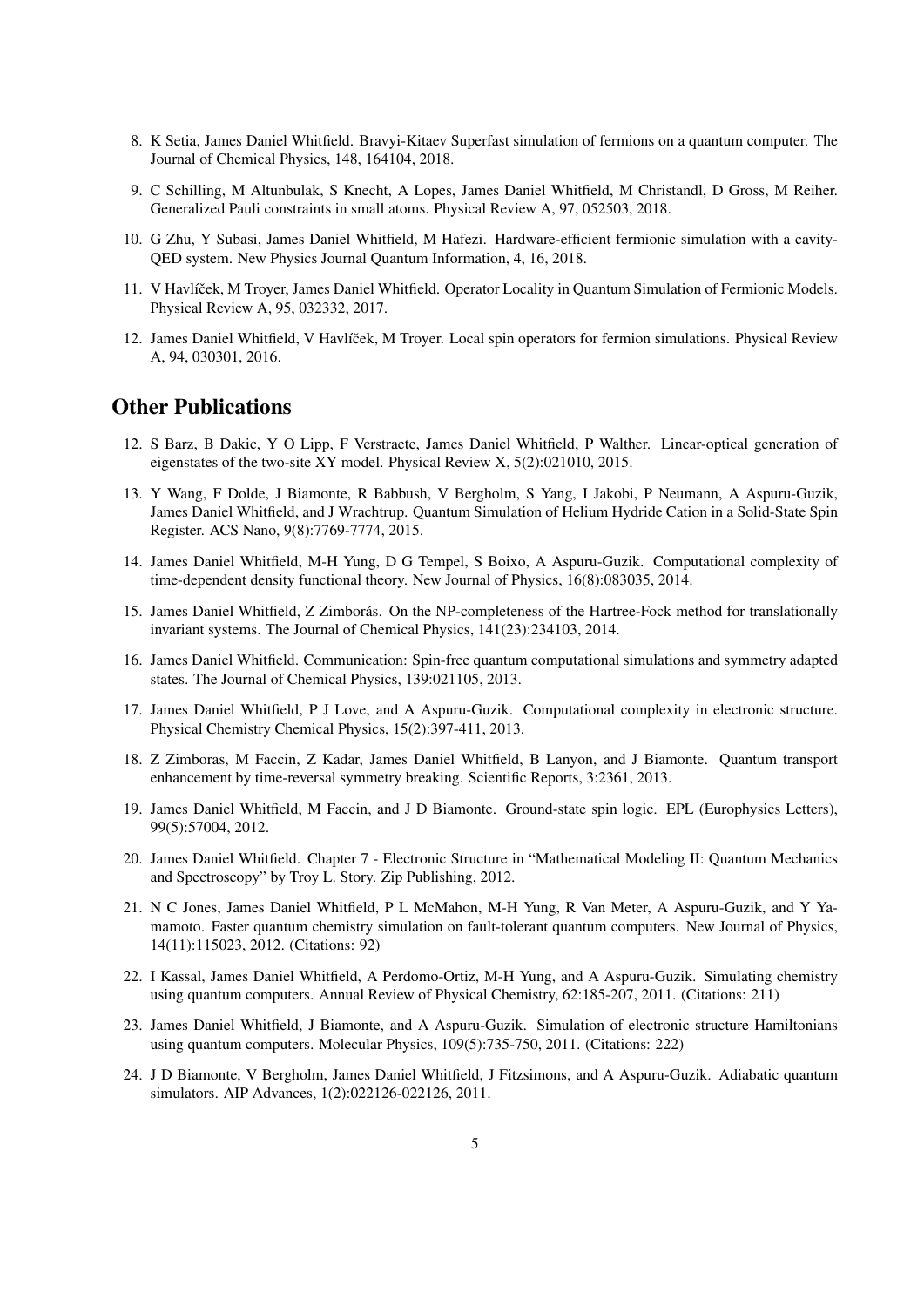8. K Setia, James Daniel Whitfield. Bravyi-Kitaev Superfast simulation of fermions on a quantum computer. The Journal of Chemical Physics, 148, 164104, 2018.

9. C Schilling, M Altunbulak, S Knecht, A Lopes, James Daniel Whitfield, M Christandl, D Gross, M Reiher. Generalized Pauli constraints in small atoms. Physical Review A, 97, 052503, 2018.

10. G Zhu, Y Subasi, James Daniel Whitfield, M Hafezi. Hardware-efficient fermionic simulation with a cavity-QED system. New Physics Journal Quantum Information, 4, 16, 2018.

11. V Havlíček, M Troyer, James Daniel Whitfield. Operator Locality in Quantum Simulation of Fermionic Models. Physical Review A, 95, 032332, 2017.

12. James Daniel Whitfield, V Havlíček, M Troyer. Local spin operators for fermion simulations. Physical Review A, 94, 030301, 2016.

## Other Publications

12. S Barz, B Dakic, Y O Lipp, F Verstraete, James Daniel Whitfield, P Walther. Linear-optical generation of eigenstates of the two-site XY model. Physical Review X, 5(2):021010, 2015.

13. Y Wang, F Dolde, J Biamonte, R Babbush, V Bergholm, S Yang, I Jakobi, P Neumann, A Aspuru-Guzik, James Daniel Whitfield, and J Wrachtrup. Quantum Simulation of Helium Hydride Cation in a Solid-State Spin Register. ACS Nano, 9(8):7769-7774, 2015.

14. James Daniel Whitfield, M-H Yung, D G Tempel, S Boixo, A Aspuru-Guzik. Computational complexity of time-dependent density functional theory. New Journal of Physics, 16(8):083035, 2014.

15. James Daniel Whitfield, Z Zimborás. On the NP-completeness of the Hartree-Fock method for translationally invariant systems. The Journal of Chemical Physics, 141(23):234103, 2014.

16. James Daniel Whitfield. Communication: Spin-free quantum computational simulations and symmetry adapted states. The Journal of Chemical Physics, 139:021105, 2013.

17. James Daniel Whitfield, P J Love, and A Aspuru-Guzik. Computational complexity in electronic structure. Physical Chemistry Chemical Physics, 15(2):397-411, 2013.

18. Z Zimboras, M Faccin, Z Kadar, James Daniel Whitfield, B Lanyon, and J Biamonte. Quantum transport enhancement by time-reversal symmetry breaking. Scientific Reports, 3:2361, 2013.

19. James Daniel Whitfield, M Faccin, and J D Biamonte. Ground-state spin logic. EPL (Europhysics Letters), 99(5):57004, 2012.

20. James Daniel Whitfield. Chapter 7 - Electronic Structure in "Mathematical Modeling II: Quantum Mechanics and Spectroscopy" by Troy L. Story. Zip Publishing, 2012.

21. N C Jones, James Daniel Whitfield, P L McMahon, M-H Yung, R Van Meter, A Aspuru-Guzik, and Y Yamamoto. Faster quantum chemistry simulation on fault-tolerant quantum computers. New Journal of Physics, 14(11):115023, 2012. (Citations: 92)

22. I Kassal, James Daniel Whitfield, A Perdomo-Ortiz, M-H Yung, and A Aspuru-Guzik. Simulating chemistry using quantum computers. Annual Review of Physical Chemistry, 62:185-207, 2011. (Citations: 211)

23. James Daniel Whitfield, J Biamonte, and A Aspuru-Guzik. Simulation of electronic structure Hamiltonians using quantum computers. Molecular Physics, 109(5):735-750, 2011. (Citations: 222)

24. J D Biamonte, V Bergholm, James Daniel Whitfield, J Fitzsimons, and A Aspuru-Guzik. Adiabatic quantum simulators. AIP Advances, 1(2):022126-022126, 2011.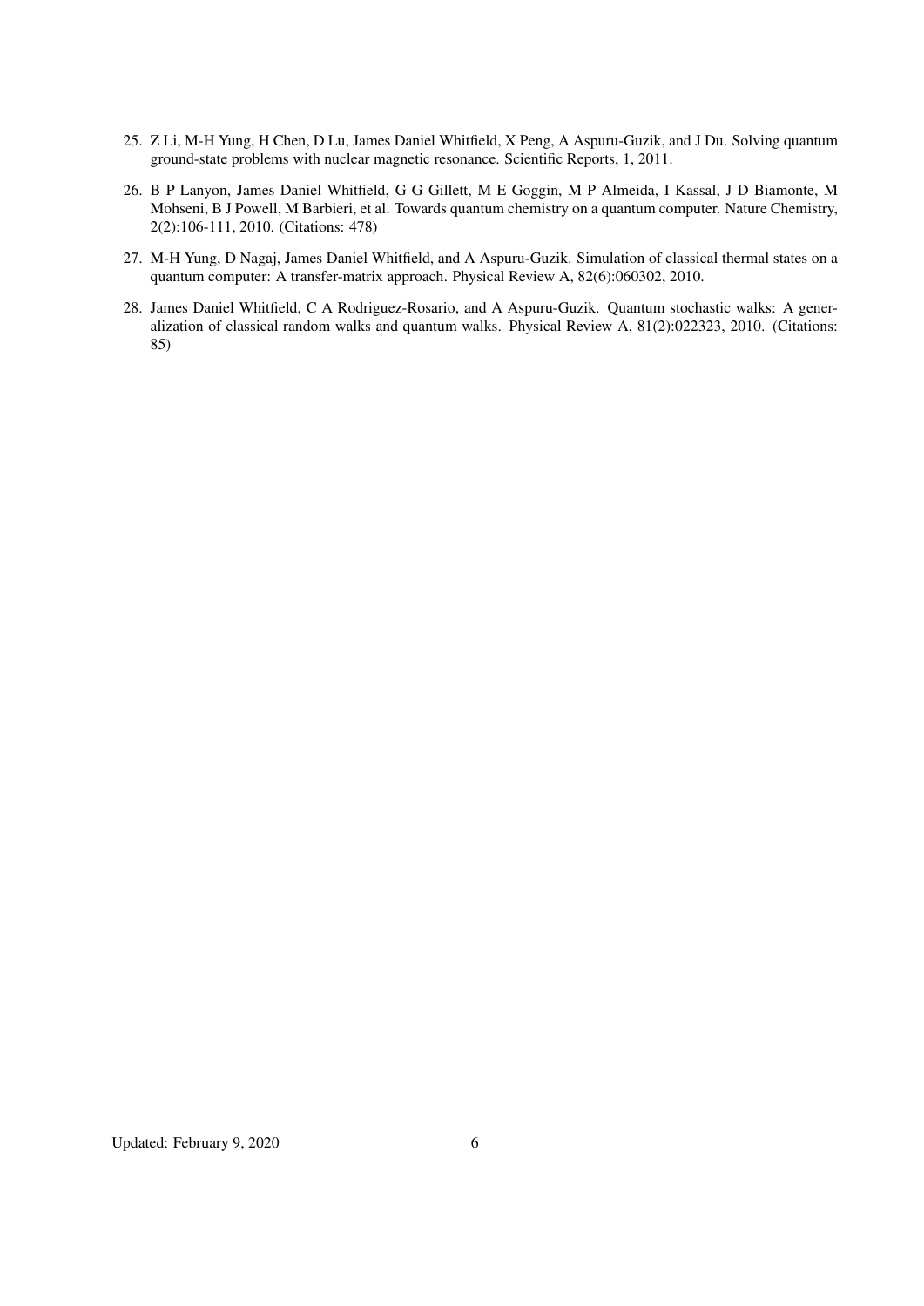25. Z Li, M-H Yung, H Chen, D Lu, James Daniel Whitfield, X Peng, A Aspuru-Guzik, and J Du. Solving quantum ground-state problems with nuclear magnetic resonance. Scientific Reports, 1, 2011.

26. B P Lanyon, James Daniel Whitfield, G G Gillett, M E Goggin, M P Almeida, I Kassal, J D Biamonte, M Mohseni, B J Powell, M Barbieri, et al. Towards quantum chemistry on a quantum computer. Nature Chemistry, 2(2):106-111, 2010. (Citations: 478)

27. M-H Yung, D Nagaj, James Daniel Whitfield, and A Aspuru-Guzik. Simulation of classical thermal states on a quantum computer: A transfer-matrix approach. Physical Review A, 82(6):060302, 2010.

28. James Daniel Whitfield, C A Rodriguez-Rosario, and A Aspuru-Guzik. Quantum stochastic walks: A generalization of classical random walks and quantum walks. Physical Review A, 81(2):022323, 2010. (Citations: 85)

Updated: February 9, 2020